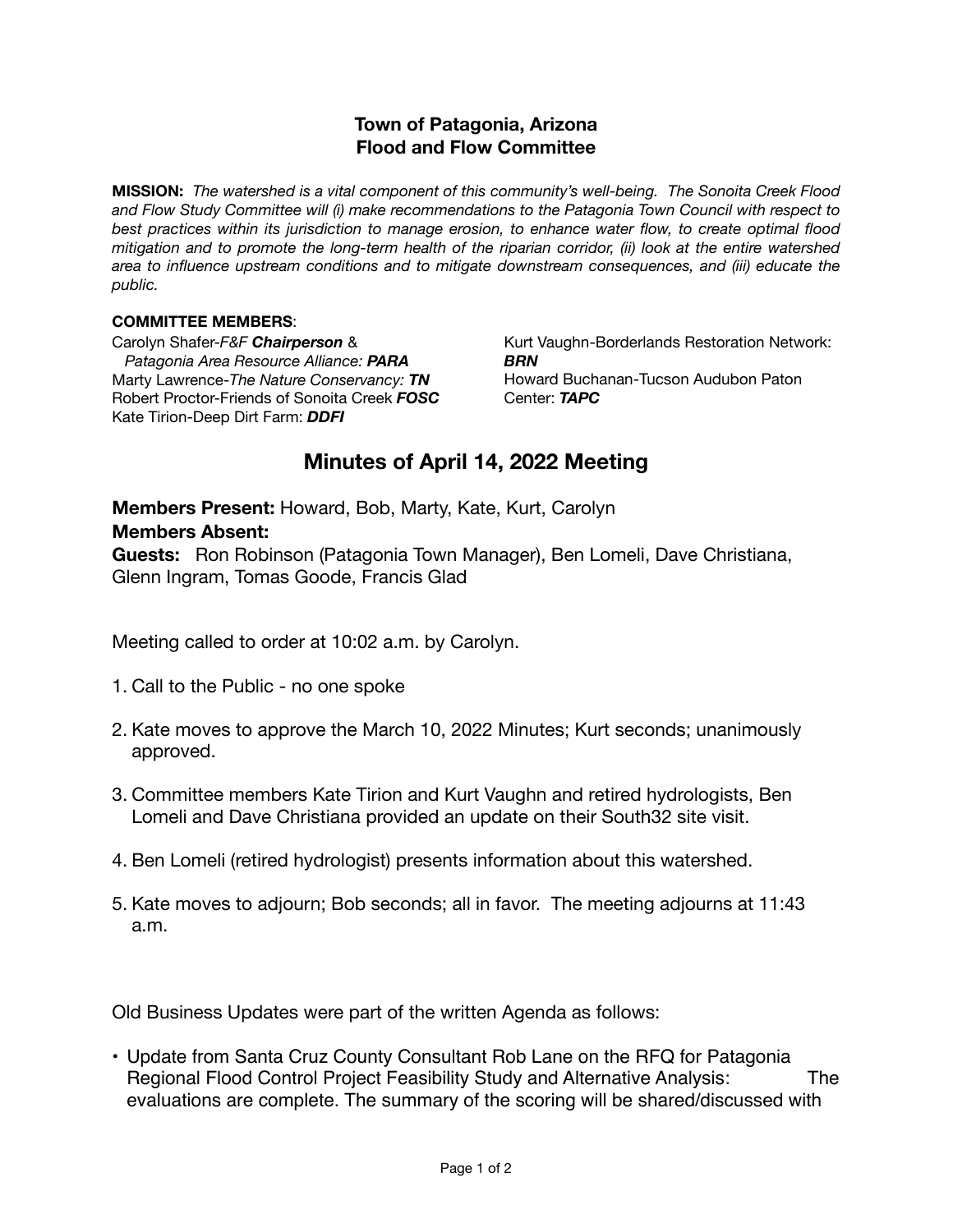**Town of Patagonia, Arizona**
**Flood and Flow Committee**

**MISSION:** *The watershed is a vital component of this community's well-being. The Sonoita Creek Flood and Flow Study Committee will (i) make recommendations to the Patagonia Town Council with respect to best practices within its jurisdiction to manage erosion, to enhance water flow, to create optimal flood mitigation and to promote the long-term health of the riparian corridor, (ii) look at the entire watershed area to influence upstream conditions and to mitigate downstream consequences, and (iii) educate the public.*

**COMMITTEE MEMBERS**:

Carolyn Shafer-*F&F* ***Chairperson*** & *Patagonia Area Resource Alliance:* ***PARA***
Marty Lawrence-*The Nature Conservancy:* ***TN***
Robert Proctor-Friends of Sonoita Creek ***FOSC***
Kate Tirion-Deep Dirt Farm: ***DDFI***
Kurt Vaughn-Borderlands Restoration Network: ***BRN***
Howard Buchanan-Tucson Audubon Paton Center: ***TAPC***

## Minutes of April 14, 2022 Meeting

**Members Present:** Howard, Bob, Marty, Kate, Kurt, Carolyn
**Members Absent:**
**Guests:** Ron Robinson (Patagonia Town Manager), Ben Lomeli, Dave Christiana, Glenn Ingram, Tomas Goode, Francis Glad

Meeting called to order at 10:02 a.m. by Carolyn.

1. Call to the Public - no one spoke
2. Kate moves to approve the March 10, 2022 Minutes; Kurt seconds; unanimously approved.
3. Committee members Kate Tirion and Kurt Vaughn and retired hydrologists, Ben Lomeli and Dave Christiana provided an update on their South32 site visit.
4. Ben Lomeli (retired hydrologist) presents information about this watershed.
5. Kate moves to adjourn; Bob seconds; all in favor. The meeting adjourns at 11:43 a.m.

Old Business Updates were part of the written Agenda as follows:

- Update from Santa Cruz County Consultant Rob Lane on the RFQ for Patagonia Regional Flood Control Project Feasibility Study and Alternative Analysis: The evaluations are complete. The summary of the scoring will be shared/discussed with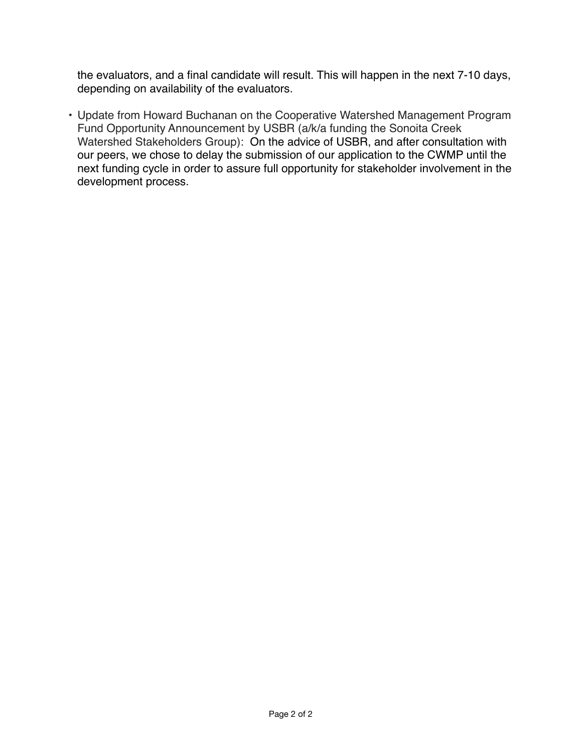the evaluators, and a final candidate will result. This will happen in the next 7-10 days, depending on availability of the evaluators.

- Update from Howard Buchanan on the Cooperative Watershed Management Program Fund Opportunity Announcement by USBR (a/k/a funding the Sonoita Creek Watershed Stakeholders Group): On the advice of USBR, and after consultation with our peers, we chose to delay the submission of our application to the CWMP until the next funding cycle in order to assure full opportunity for stakeholder involvement in the development process.